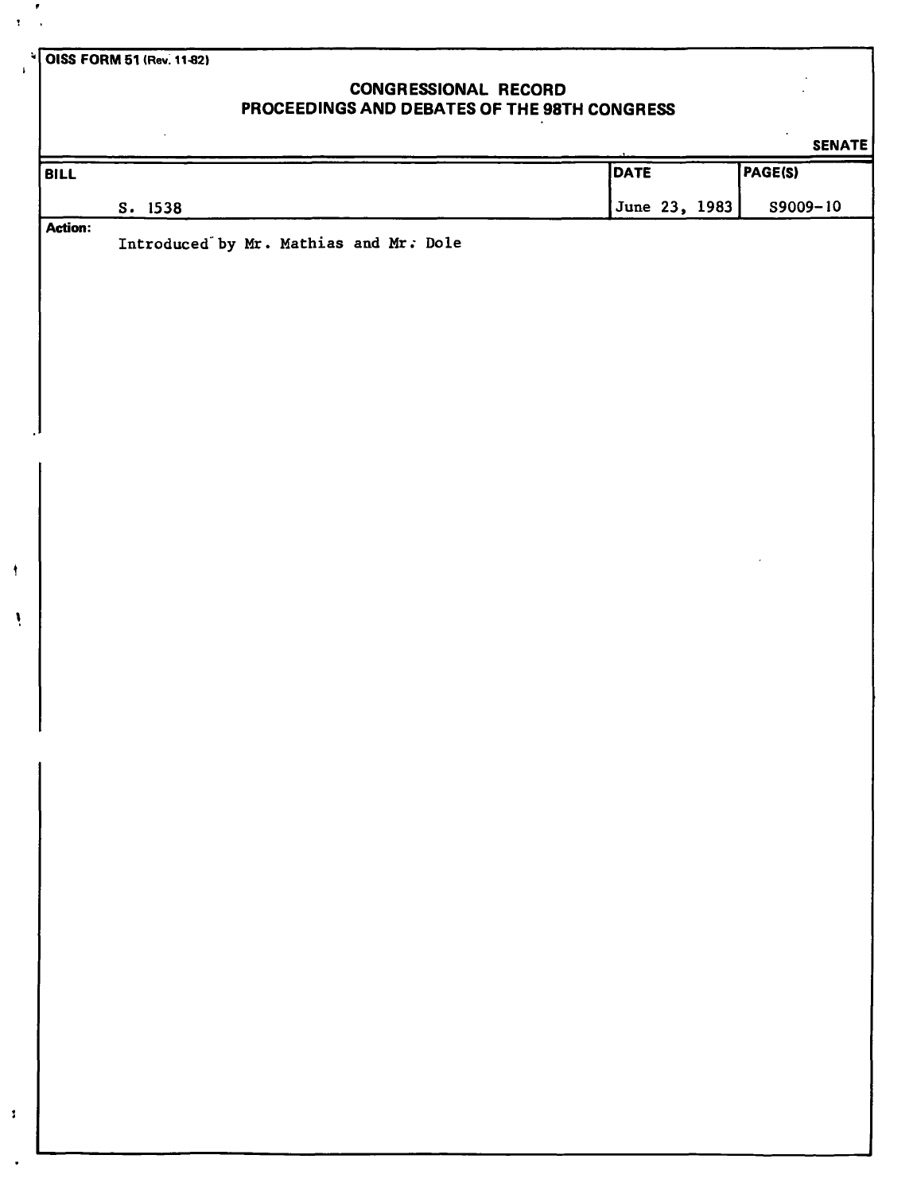OISS FORM 51 (Rev. 11-82)

## CONGRESSIONAL RECORD
## PROCEEDINGS AND DEBATES OF THE 98TH CONGRESS

**SENATE**

| BILL | DATE | PAGE(S) |
|---|---|---|
| S. 1538 | June 23, 1983 | S9009-10 |

**Action:**

Introduced by Mr. Mathias and Mr. Dole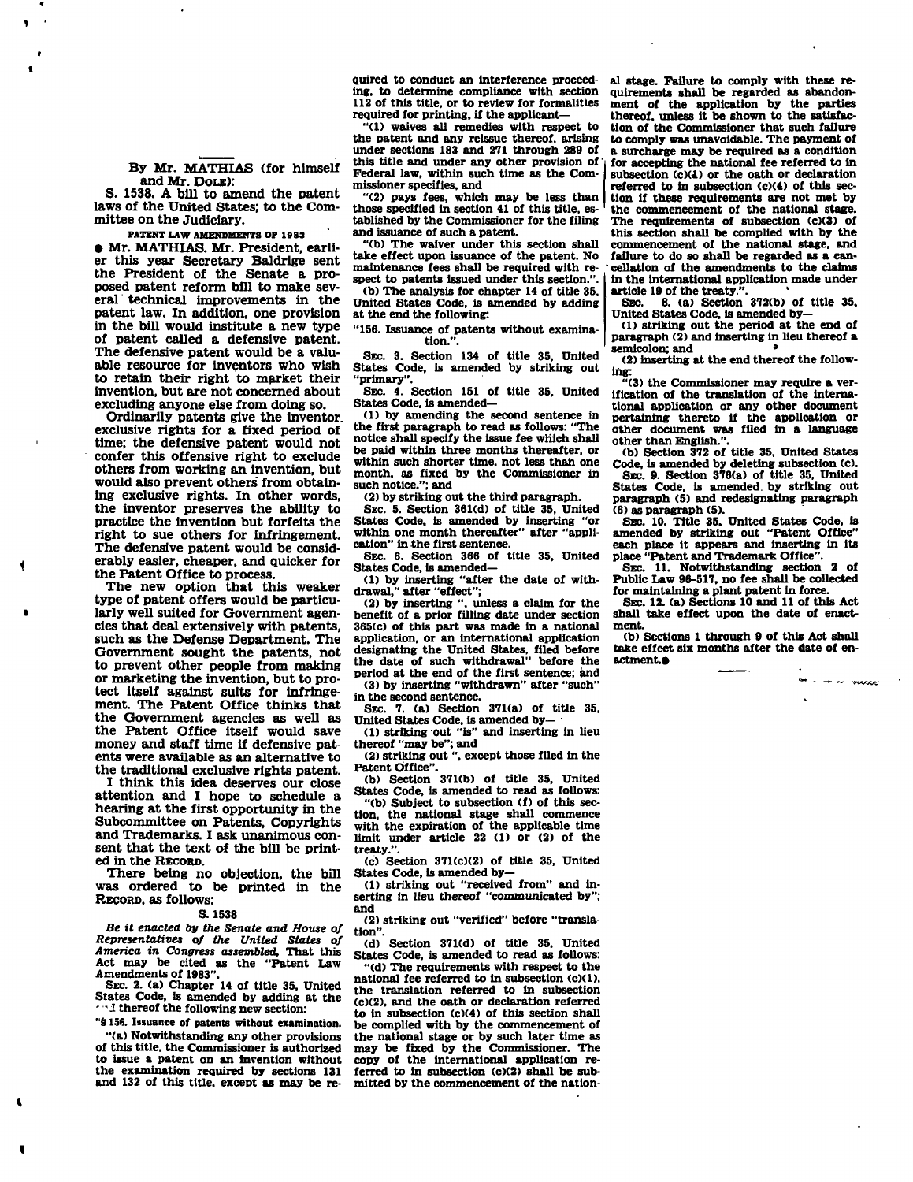By Mr. MATHIAS (for himself and Mr. DOLE):

S. 1538. A bill to amend the patent laws of the United States; to the Committee on the Judiciary.

PATENT LAW AMENDMENTS OF 1983

● Mr. MATHIAS. Mr. President, earlier this year Secretary Baldrige sent the President of the Senate a proposed patent reform bill to make several technical improvements in the patent law. In addition, one provision in the bill would institute a new type of patent called a defensive patent. The defensive patent would be a valuable resource for inventors who wish to retain their right to market their invention, but are not concerned about excluding anyone else from doing so.

Ordinarily patents give the inventor exclusive rights for a fixed period of time; the defensive patent would not confer this offensive right to exclude others from working an invention, but would also prevent others from obtaining exclusive rights. In other words, the inventor preserves the ability to practice the invention but forfeits the right to sue others for infringement. The defensive patent would be considerably easier, cheaper, and quicker for the Patent Office to process.

The new option that this weaker type of patent offers would be particularly well suited for Government agencies that deal extensively with patents, such as the Defense Department. The Government sought the patents, not to prevent other people from making or marketing the invention, but to protect itself against suits for infringement. The Patent Office thinks that the Government agencies as well as the Patent Office itself would save money and staff time if defensive patents were available as an alternative to the traditional exclusive rights patent.

I think this idea deserves our close attention and I hope to schedule a hearing at the first opportunity in the Subcommittee on Patents, Copyrights and Trademarks. I ask unanimous consent that the text of the bill be printed in the RECORD.

There being no objection, the bill was ordered to be printed in the RECORD, as follows:

S. 1538

*Be it enacted by the Senate and House of Representatives of the United States of America in Congress assembled,* That this Act may be cited as the "Patent Law Amendments of 1983".

SEC. 2. (a) Chapter 14 of title 35, United States Code, is amended by adding at the end thereof the following new section:

"§ 156. Issuance of patents without examination.

"(a) Notwithstanding any other provisions of this title, the Commissioner is authorized to issue a patent on an invention without the examination required by sections 131 and 132 of this title, except as may be required to conduct an interference proceeding, to determine compliance with section 112 of this title, or to review for formalities required for printing, if the applicant—

"(1) waives all remedies with respect to the patent and any reissue thereof, arising under sections 183 and 271 through 289 of this title and under any other provision of Federal law, within such time as the Commissioner specifies, and

"(2) pays fees, which may be less than those specified in section 41 of this title, established by the Commissioner for the filing and issuance of such a patent.

"(b) The waiver under this section shall take effect upon issuance of the patent. No maintenance fees shall be required with respect to patents issued under this section.".

(b) The analysis for chapter 14 of title 35, United States Code, is amended by adding at the end the following:

"156. Issuance of patents without examination.".

SEC. 3. Section 134 of title 35, United States Code, is amended by striking out "primary".

SEC. 4. Section 151 of title 35, United States Code, is amended—

(1) by amending the second sentence in the first paragraph to read as follows: "The notice shall specify the issue fee which shall be paid within three months thereafter, or within such shorter time, not less than one month, as fixed by the Commissioner in such notice."; and

(2) by striking out the third paragraph.

SEC. 5. Section 361(d) of title 35, United States Code, is amended by inserting "or within one month thereafter" after "application" in the first sentence.

SEC. 6. Section 366 of title 35, United States Code, is amended—

(1) by inserting "after the date of withdrawal," after "effect";

(2) by inserting ", unless a claim for the benefit of a prior filling date under section 365(c) of this part was made in a national application, or an international application designating the United States, filed before the date of such withdrawal" before the period at the end of the first sentence; and

(3) by inserting "withdrawn" after "such" in the second sentence.

SEC. 7. (a) Section 371(a) of title 35, United States Code, is amended by—

(1) striking out "is" and inserting in lieu thereof "may be"; and

(2) striking out ", except those filed in the Patent Office".

(b) Section 371(b) of title 35, United States Code, is amended to read as follows:

"(b) Subject to subsection (f) of this section, the national stage shall commence with the expiration of the applicable time limit under article 22 (1) or (2) of the treaty.".

(c) Section 371(c)(2) of title 35, United States Code, is amended by—

(1) striking out "received from" and inserting in lieu thereof "communicated by"; and

(2) striking out "verified" before "translation".

(d) Section 371(d) of title 35, United States Code, is amended to read as follows:

"(d) The requirements with respect to the national fee referred to in subsection (c)(1), the translation referred to in subsection (c)(2), and the oath or declaration referred to in subsection (c)(4) of this section shall be complied with by the commencement of the national stage or by such later time as may be fixed by the Commissioner. The copy of the international application referred to in subsection (c)(2) shall be submitted by the commencement of the national stage. Failure to comply with these requirements shall be regarded as abandonment of the application by the parties thereof, unless it be shown to the satisfaction of the Commissioner that such failure to comply was unavoidable. The payment of a surcharge may be required as a condition for accepting the national fee referred to in subsection (c)(1) or the oath or declaration referred to in subsection (c)(4) of this section if these requirements are not met by the commencement of the national stage. The requirements of subsection (c)(3) of this section shall be complied with by the commencement of the national stage, and failure to do so shall be regarded as a cancellation of the amendments to the claims in the international application made under article 19 of the treaty.".

SEC. 8. (a) Section 372(b) of title 35, United States Code, is amended by—

(1) striking out the period at the end of paragraph (2) and inserting in lieu thereof a semicolon; and

(2) inserting at the end thereof the following:

"(3) the Commissioner may require a verification of the translation of the international application or any other document pertaining thereto if the application or other document was filed in a language other than English.".

(b) Section 372 of title 35, United States Code, is amended by deleting subsection (c).

SEC. 9. Section 376(a) of title 35, United States Code, is amended by striking out paragraph (5) and redesignating paragraph (6) as paragraph (5).

SEC. 10. Title 35, United States Code, is amended by striking out "Patent Office" each place it appears and inserting in its place "Patent and Trademark Office".

SEC. 11. Notwithstanding section 2 of Public Law 96-517, no fee shall be collected for maintaining a plant patent in force.

SEC. 12. (a) Sections 10 and 11 of this Act shall take effect upon the date of enactment.

(b) Sections 1 through 9 of this Act shall take effect six months after the date of enactment.●